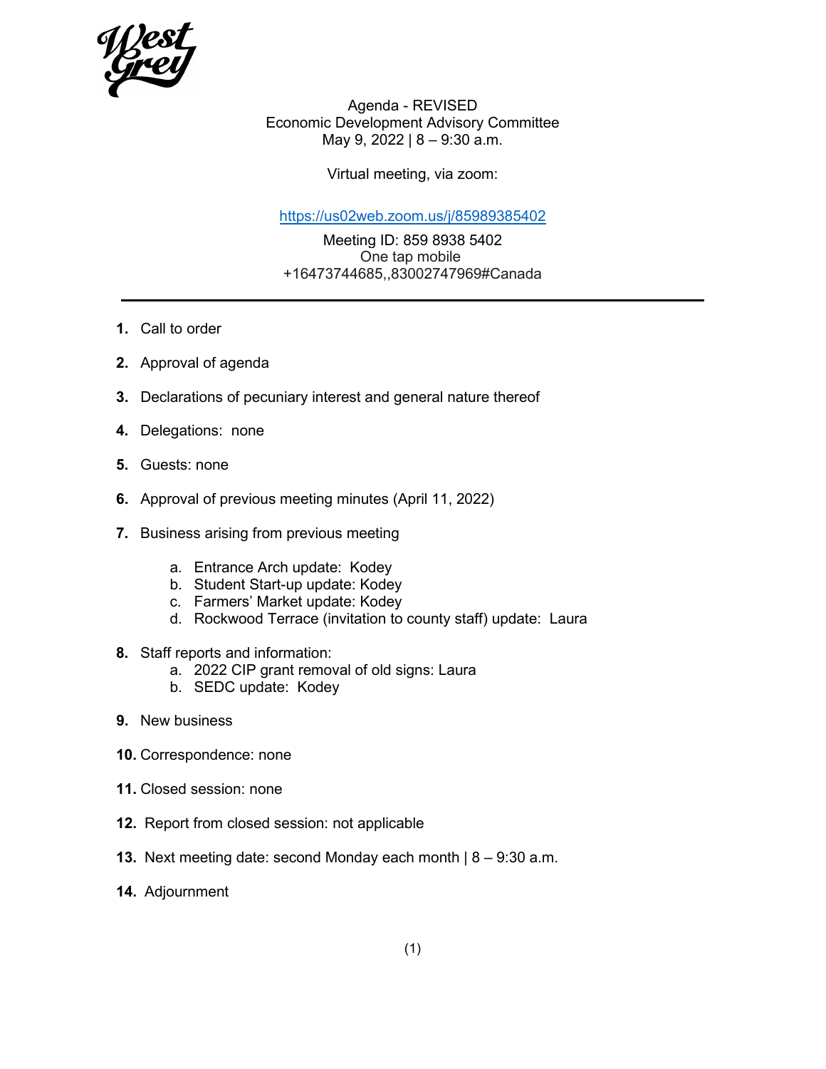West Grey

# Agenda - REVISED
## Economic Development Advisory Committee
May 9, 2022 | 8 – 9:30 a.m.

Virtual meeting, via zoom:

https://us02web.zoom.us/j/85989385402

Meeting ID: 859 8938 5402
One tap mobile
+16473744685,,83002747969#Canada

---

1. Call to order
2. Approval of agenda
3. Declarations of pecuniary interest and general nature thereof
4. Delegations: none
5. Guests: none
6. Approval of previous meeting minutes (April 11, 2022)
7. Business arising from previous meeting
    a. Entrance Arch update: Kodey
    b. Student Start-up update: Kodey
    c. Farmers' Market update: Kodey
    d. Rockwood Terrace (invitation to county staff) update: Laura
8. Staff reports and information:
    a. 2022 CIP grant removal of old signs: Laura
    b. SEDC update: Kodey
9. New business
10. Correspondence: none
11. Closed session: none
12. Report from closed session: not applicable
13. Next meeting date: second Monday each month | 8 – 9:30 a.m.
14. Adjournment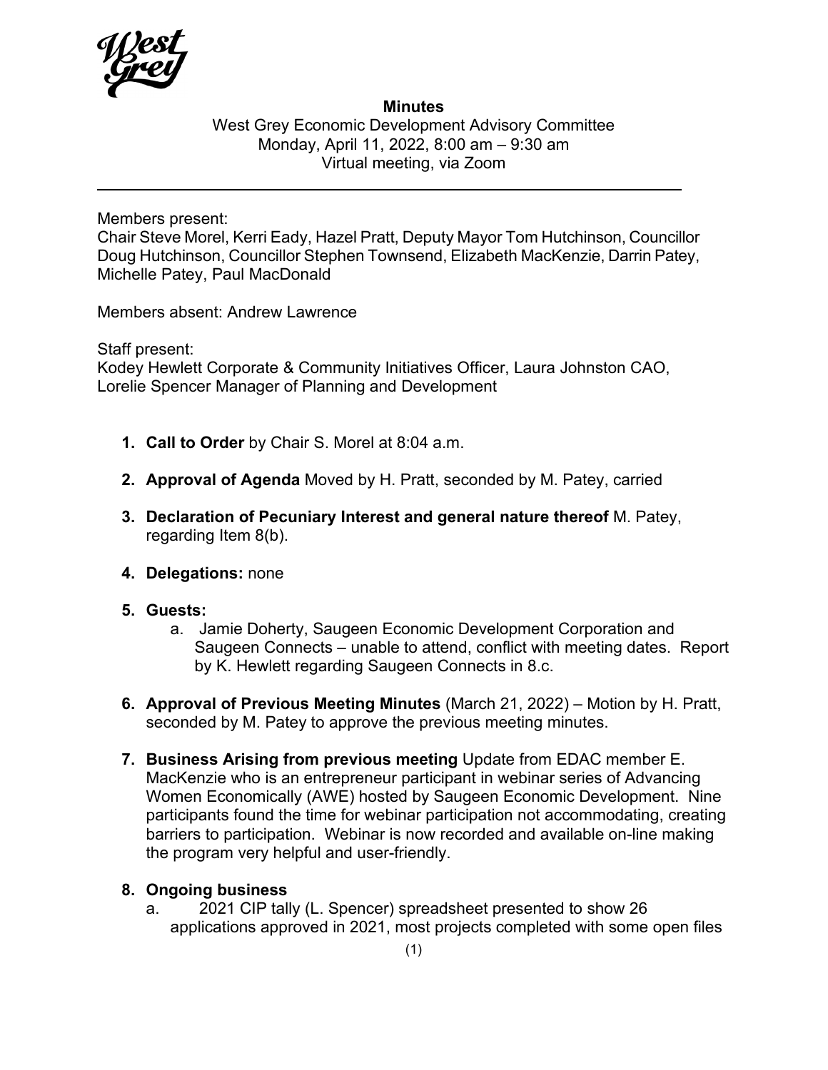**Minutes**

West Grey Economic Development Advisory Committee
Monday, April 11, 2022, 8:00 am – 9:30 am
Virtual meeting, via Zoom

---

Members present:
Chair Steve Morel, Kerri Eady, Hazel Pratt, Deputy Mayor Tom Hutchinson, Councillor Doug Hutchinson, Councillor Stephen Townsend, Elizabeth MacKenzie, Darrin Patey, Michelle Patey, Paul MacDonald

Members absent: Andrew Lawrence

Staff present:
Kodey Hewlett Corporate & Community Initiatives Officer, Laura Johnston CAO, Lorelie Spencer Manager of Planning and Development

1. **Call to Order** by Chair S. Morel at 8:04 a.m.

2. **Approval of Agenda** Moved by H. Pratt, seconded by M. Patey, carried

3. **Declaration of Pecuniary Interest and general nature thereof** M. Patey, regarding Item 8(b).

4. **Delegations:** none

5. **Guests:**
   a. Jamie Doherty, Saugeen Economic Development Corporation and Saugeen Connects – unable to attend, conflict with meeting dates. Report by K. Hewlett regarding Saugeen Connects in 8.c.

6. **Approval of Previous Meeting Minutes** (March 21, 2022) – Motion by H. Pratt, seconded by M. Patey to approve the previous meeting minutes.

7. **Business Arising from previous meeting** Update from EDAC member E. MacKenzie who is an entrepreneur participant in webinar series of Advancing Women Economically (AWE) hosted by Saugeen Economic Development. Nine participants found the time for webinar participation not accommodating, creating barriers to participation. Webinar is now recorded and available on-line making the program very helpful and user-friendly.

8. **Ongoing business**
   a. 2021 CIP tally (L. Spencer) spreadsheet presented to show 26 applications approved in 2021, most projects completed with some open files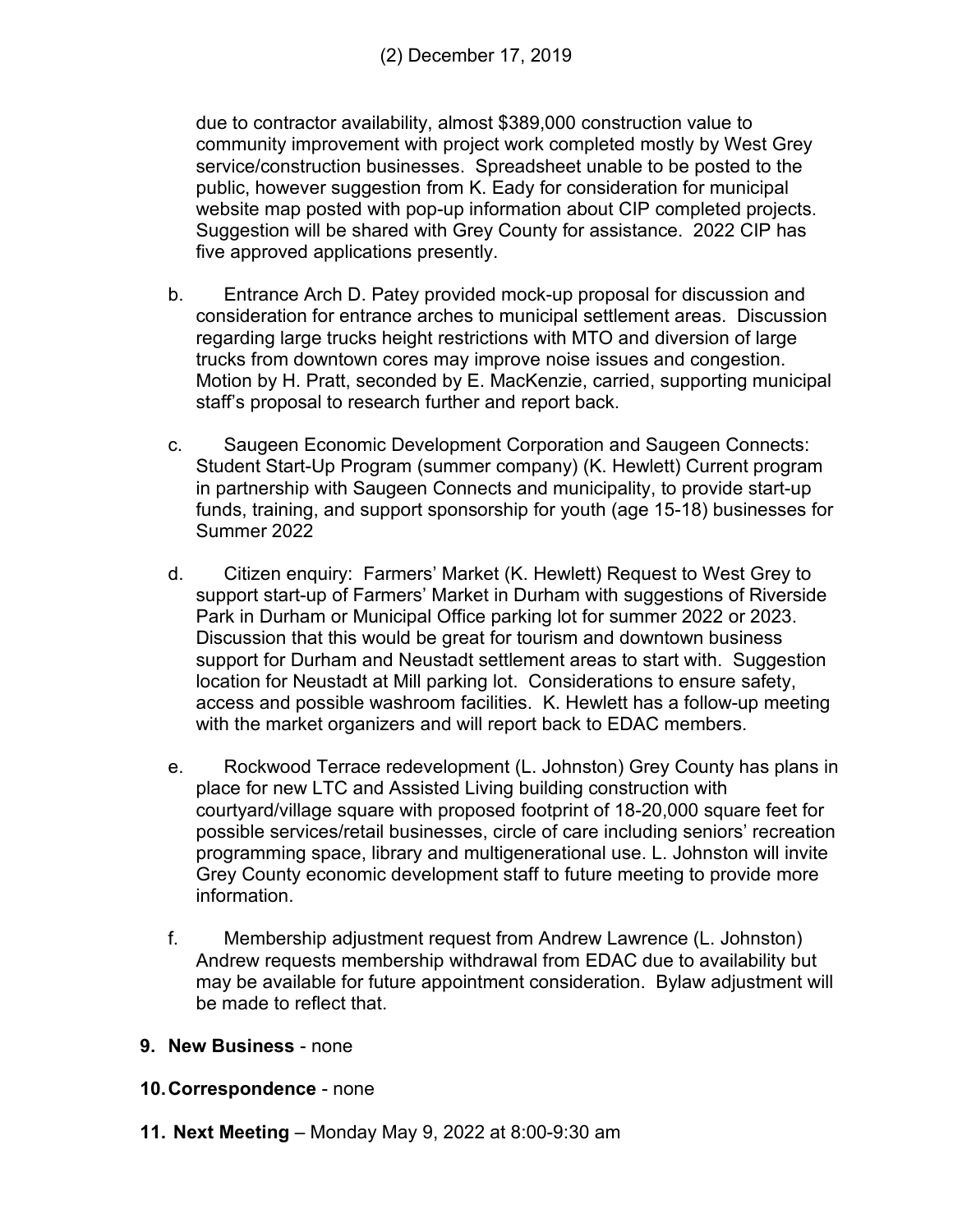due to contractor availability, almost $389,000 construction value to community improvement with project work completed mostly by West Grey service/construction businesses. Spreadsheet unable to be posted to the public, however suggestion from K. Eady for consideration for municipal website map posted with pop-up information about CIP completed projects. Suggestion will be shared with Grey County for assistance. 2022 CIP has five approved applications presently.

b. Entrance Arch D. Patey provided mock-up proposal for discussion and consideration for entrance arches to municipal settlement areas. Discussion regarding large trucks height restrictions with MTO and diversion of large trucks from downtown cores may improve noise issues and congestion. Motion by H. Pratt, seconded by E. MacKenzie, carried, supporting municipal staff's proposal to research further and report back.

c. Saugeen Economic Development Corporation and Saugeen Connects: Student Start-Up Program (summer company) (K. Hewlett) Current program in partnership with Saugeen Connects and municipality, to provide start-up funds, training, and support sponsorship for youth (age 15-18) businesses for Summer 2022

d. Citizen enquiry: Farmers' Market (K. Hewlett) Request to West Grey to support start-up of Farmers' Market in Durham with suggestions of Riverside Park in Durham or Municipal Office parking lot for summer 2022 or 2023. Discussion that this would be great for tourism and downtown business support for Durham and Neustadt settlement areas to start with. Suggestion location for Neustadt at Mill parking lot. Considerations to ensure safety, access and possible washroom facilities. K. Hewlett has a follow-up meeting with the market organizers and will report back to EDAC members.

e. Rockwood Terrace redevelopment (L. Johnston) Grey County has plans in place for new LTC and Assisted Living building construction with courtyard/village square with proposed footprint of 18-20,000 square feet for possible services/retail businesses, circle of care including seniors' recreation programming space, library and multigenerational use. L. Johnston will invite Grey County economic development staff to future meeting to provide more information.

f. Membership adjustment request from Andrew Lawrence (L. Johnston) Andrew requests membership withdrawal from EDAC due to availability but may be available for future appointment consideration. Bylaw adjustment will be made to reflect that.

**9. New Business** - none

**10. Correspondence** - none

**11. Next Meeting** – Monday May 9, 2022 at 8:00-9:30 am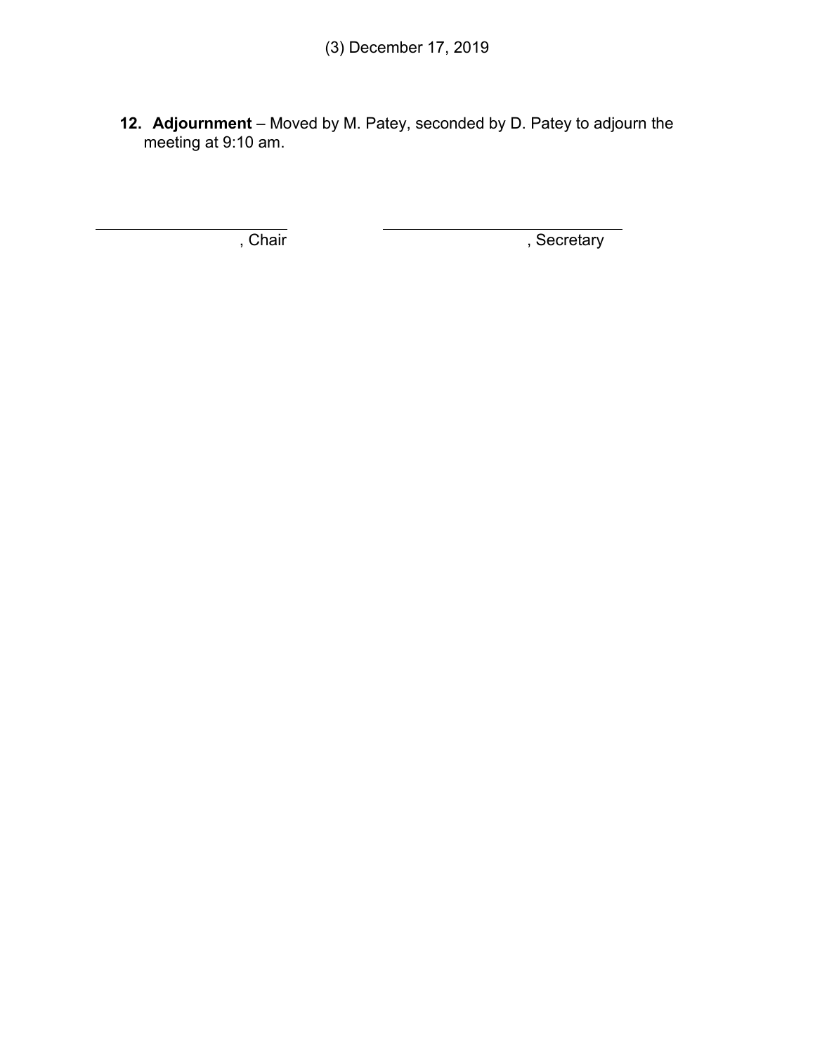12. **Adjournment** – Moved by M. Patey, seconded by D. Patey to adjourn the meeting at 9:10 am.

\_\_\_\_\_\_\_\_\_\_\_\_\_\_\_\_\_\_\_\_\_\_\_\_, Chair

\_\_\_\_\_\_\_\_\_\_\_\_\_\_\_\_\_\_\_\_\_\_\_\_, Secretary